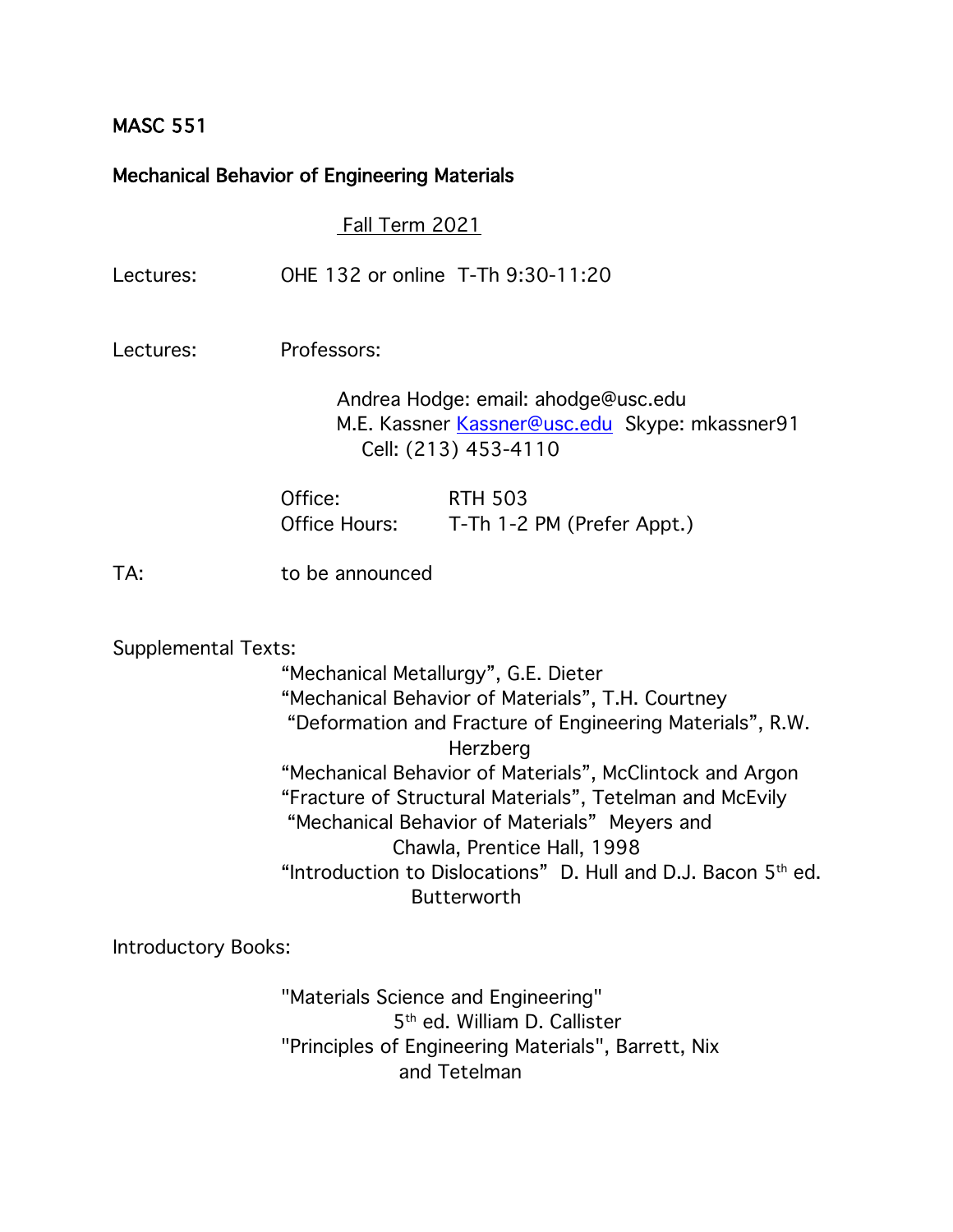# MASC 551

## Mechanical Behavior of Engineering Materials

Fall Term 2021

Lectures: OHE 132 or online T-Th 9:30-11:20

Lectures: Professors:

Andrea Hodge: email: ahodge@usc.edu
M.E. Kassner Kassner@usc.edu Skype: mkassner91
Cell: (213) 453-4110

Office: RTH 503
Office Hours: T-Th 1-2 PM (Prefer Appt.)

TA: to be announced

Supplemental Texts:

- "Mechanical Metallurgy", G.E. Dieter
- "Mechanical Behavior of Materials", T.H. Courtney
- "Deformation and Fracture of Engineering Materials", R.W. Herzberg
- "Mechanical Behavior of Materials", McClintock and Argon
- "Fracture of Structural Materials", Tetelman and McEvily
- "Mechanical Behavior of Materials" Meyers and Chawla, Prentice Hall, 1998
- "Introduction to Dislocations" D. Hull and D.J. Bacon 5th ed. Butterworth

Introductory Books:

- "Materials Science and Engineering" 5th ed. William D. Callister
- "Principles of Engineering Materials", Barrett, Nix and Tetelman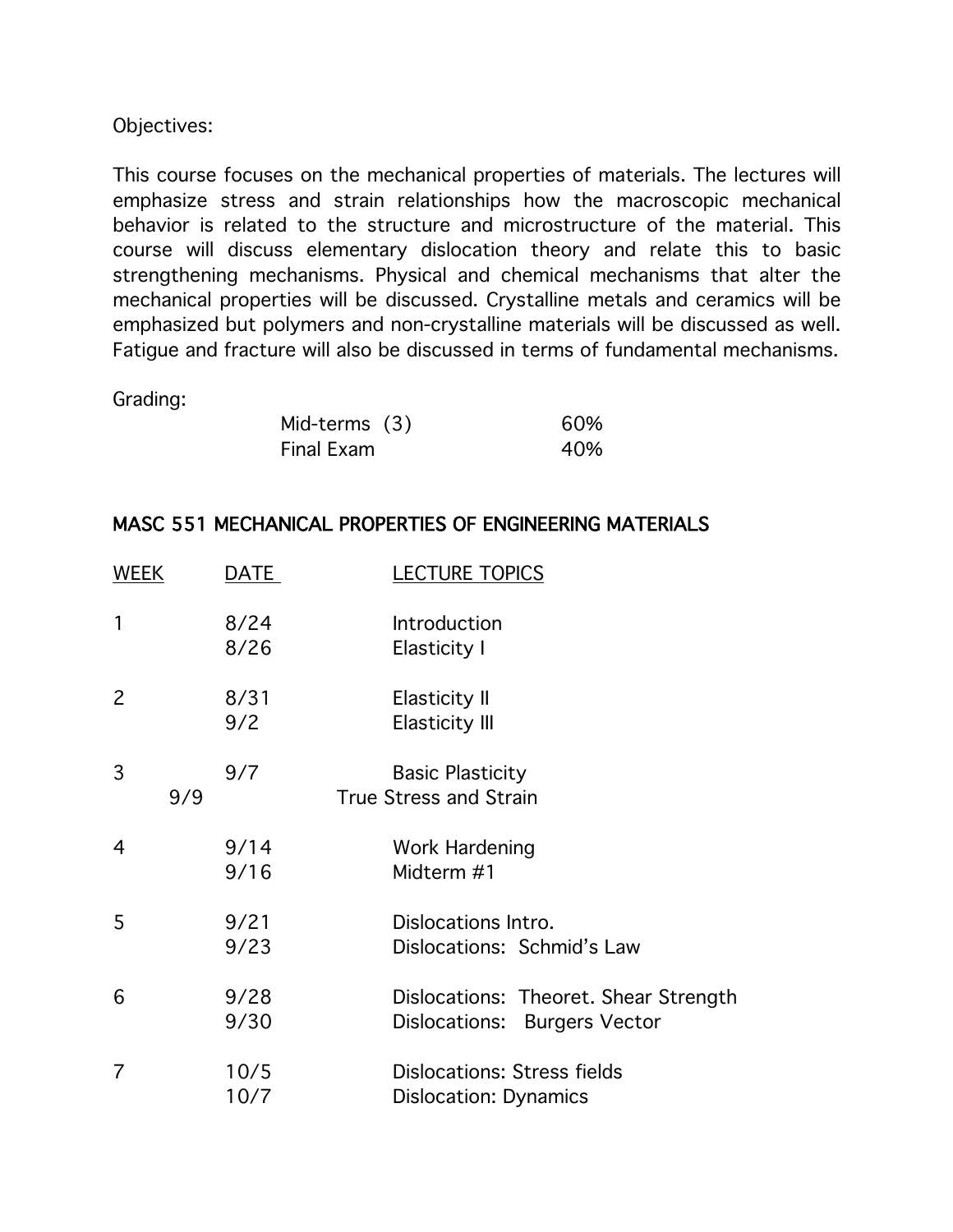Objectives:

This course focuses on the mechanical properties of materials. The lectures will emphasize stress and strain relationships how the macroscopic mechanical behavior is related to the structure and microstructure of the material. This course will discuss elementary dislocation theory and relate this to basic strengthening mechanisms. Physical and chemical mechanisms that alter the mechanical properties will be discussed. Crystalline metals and ceramics will be emphasized but polymers and non-crystalline materials will be discussed as well. Fatigue and fracture will also be discussed in terms of fundamental mechanisms.

Grading:

| | |
|---|---|
| Mid-terms (3) | 60% |
| Final Exam | 40% |

## MASC 551 MECHANICAL PROPERTIES OF ENGINEERING MATERIALS

| WEEK | DATE | LECTURE TOPICS |
|---|---|---|
| 1 | 8/24 | Introduction |
| | 8/26 | Elasticity I |
| 2 | 8/31 | Elasticity II |
| | 9/2 | Elasticity III |
| 3 | 9/7 | Basic Plasticity |
| | 9/9 | True Stress and Strain |
| 4 | 9/14 | Work Hardening |
| | 9/16 | Midterm #1 |
| 5 | 9/21 | Dislocations Intro. |
| | 9/23 | Dislocations: Schmid's Law |
| 6 | 9/28 | Dislocations: Theoret. Shear Strength |
| | 9/30 | Dislocations: Burgers Vector |
| 7 | 10/5 | Dislocations: Stress fields |
| | 10/7 | Dislocation: Dynamics |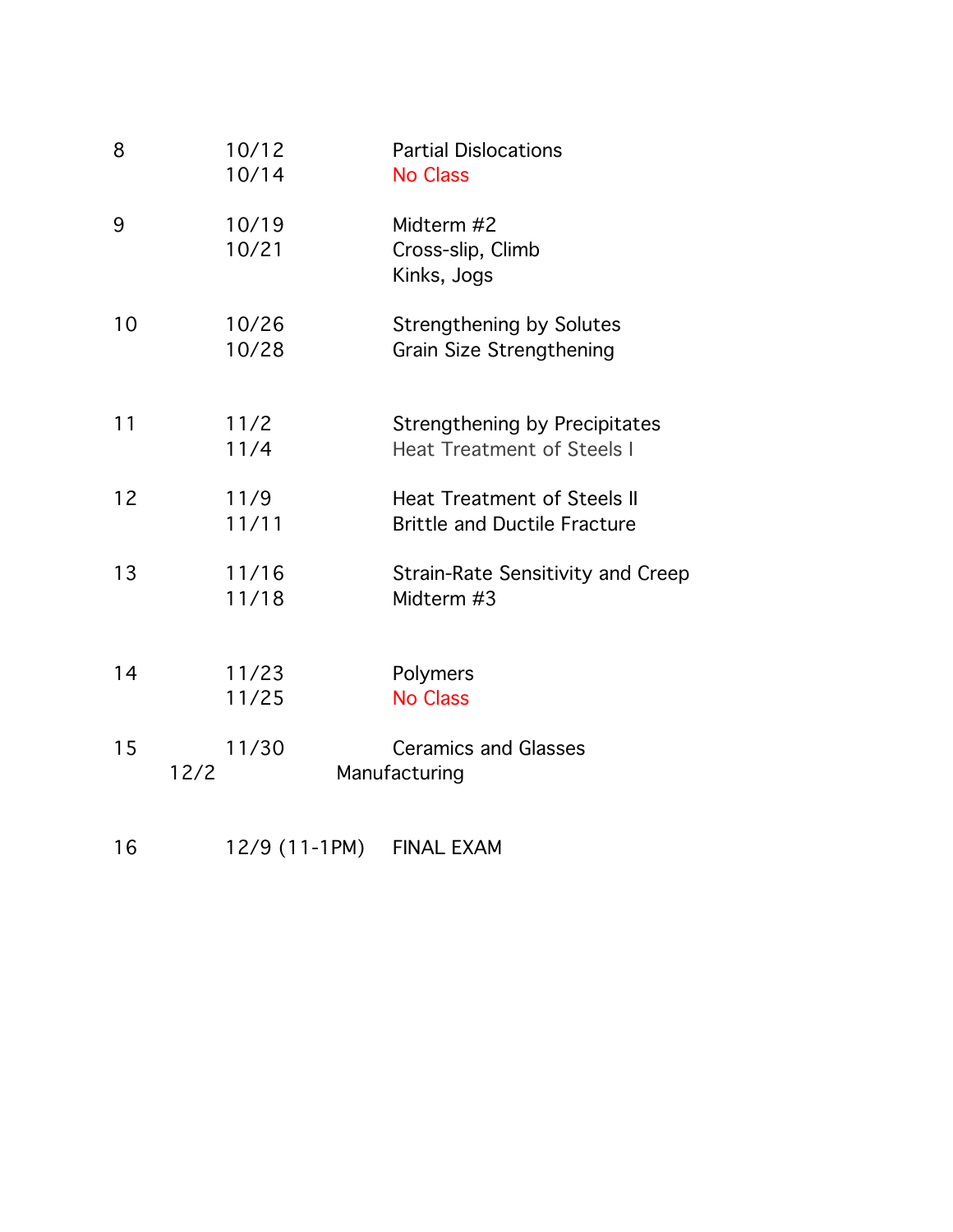| | | |
|---|---|---|
| 8 | 10/12 | Partial Dislocations |
| | 10/14 | No Class |
| 9 | 10/19 | Midterm #2 |
| | 10/21 | Cross-slip, Climb<br>Kinks, Jogs |
| 10 | 10/26 | Strengthening by Solutes |
| | 10/28 | Grain Size Strengthening |
| 11 | 11/2 | Strengthening by Precipitates |
| | 11/4 | Heat Treatment of Steels I |
| 12 | 11/9 | Heat Treatment of Steels II |
| | 11/11 | Brittle and Ductile Fracture |
| 13 | 11/16 | Strain-Rate Sensitivity and Creep |
| | 11/18 | Midterm #3 |
| 14 | 11/23 | Polymers |
| | 11/25 | No Class |
| 15 | 11/30 | Ceramics and Glasses |
| | 12/2 | Manufacturing |
| 16 | 12/9 (11-1PM) | FINAL EXAM |